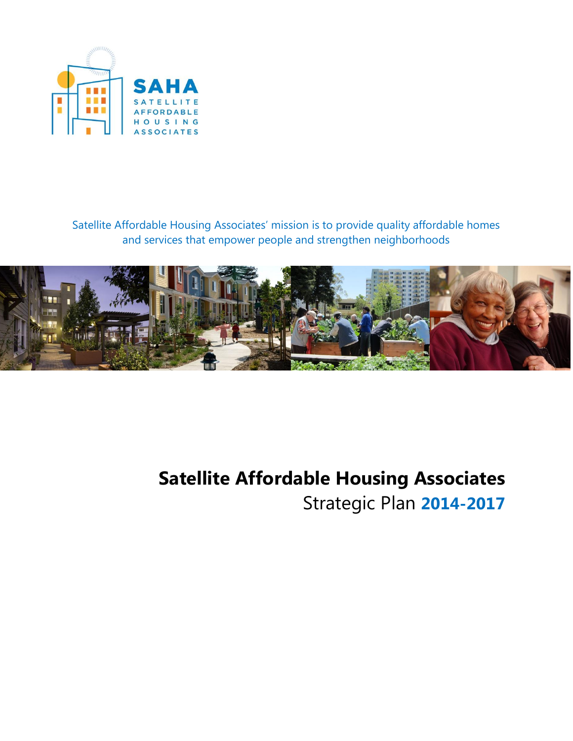SAHA
SATELLITE
AFFORDABLE
HOUSING
ASSOCIATES

Satellite Affordable Housing Associates' mission is to provide quality affordable homes and services that empower people and strengthen neighborhoods

# Satellite Affordable Housing Associates

## Strategic Plan **2014-2017**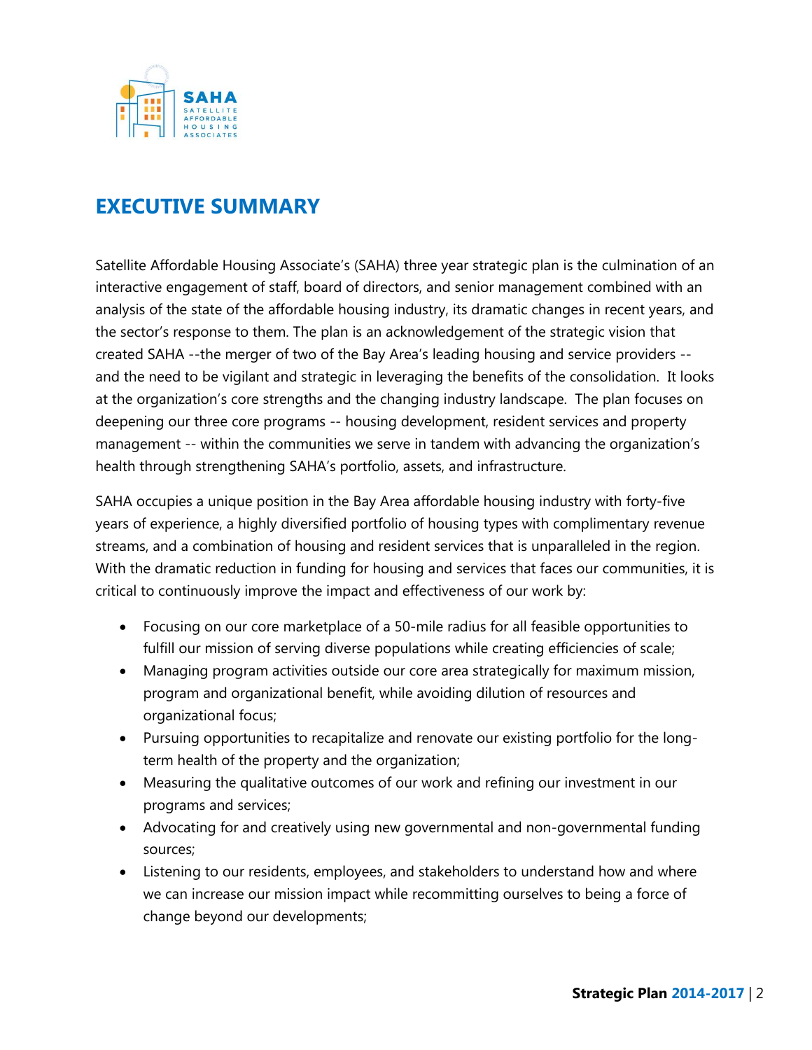# EXECUTIVE SUMMARY

Satellite Affordable Housing Associate's (SAHA) three year strategic plan is the culmination of an interactive engagement of staff, board of directors, and senior management combined with an analysis of the state of the affordable housing industry, its dramatic changes in recent years, and the sector's response to them. The plan is an acknowledgement of the strategic vision that created SAHA --the merger of two of the Bay Area's leading housing and service providers -- and the need to be vigilant and strategic in leveraging the benefits of the consolidation. It looks at the organization's core strengths and the changing industry landscape. The plan focuses on deepening our three core programs -- housing development, resident services and property management -- within the communities we serve in tandem with advancing the organization's health through strengthening SAHA's portfolio, assets, and infrastructure.

SAHA occupies a unique position in the Bay Area affordable housing industry with forty-five years of experience, a highly diversified portfolio of housing types with complimentary revenue streams, and a combination of housing and resident services that is unparalleled in the region. With the dramatic reduction in funding for housing and services that faces our communities, it is critical to continuously improve the impact and effectiveness of our work by:

- Focusing on our core marketplace of a 50-mile radius for all feasible opportunities to fulfill our mission of serving diverse populations while creating efficiencies of scale;
- Managing program activities outside our core area strategically for maximum mission, program and organizational benefit, while avoiding dilution of resources and organizational focus;
- Pursuing opportunities to recapitalize and renovate our existing portfolio for the long-term health of the property and the organization;
- Measuring the qualitative outcomes of our work and refining our investment in our programs and services;
- Advocating for and creatively using new governmental and non-governmental funding sources;
- Listening to our residents, employees, and stakeholders to understand how and where we can increase our mission impact while recommitting ourselves to being a force of change beyond our developments;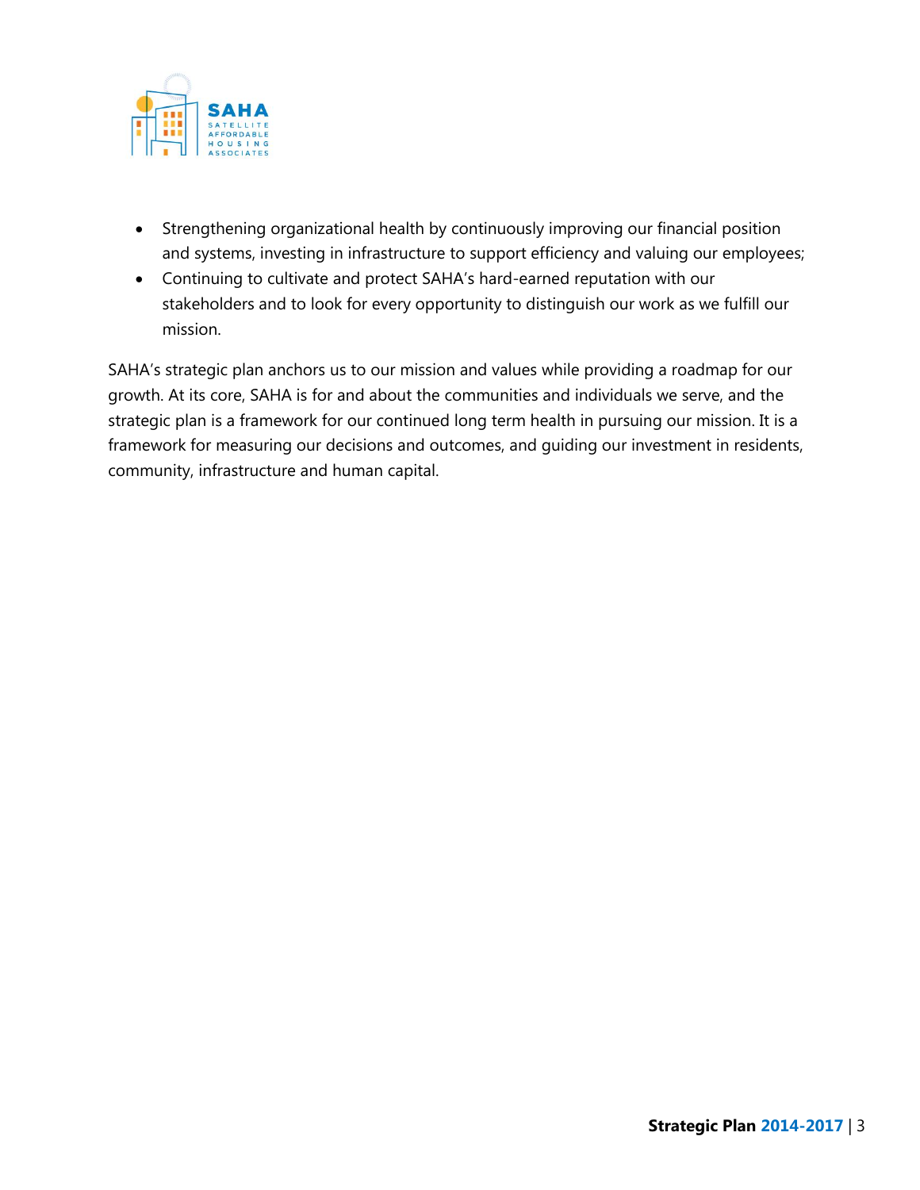- Strengthening organizational health by continuously improving our financial position and systems, investing in infrastructure to support efficiency and valuing our employees;
- Continuing to cultivate and protect SAHA's hard-earned reputation with our stakeholders and to look for every opportunity to distinguish our work as we fulfill our mission.

SAHA's strategic plan anchors us to our mission and values while providing a roadmap for our growth. At its core, SAHA is for and about the communities and individuals we serve, and the strategic plan is a framework for our continued long term health in pursuing our mission. It is a framework for measuring our decisions and outcomes, and guiding our investment in residents, community, infrastructure and human capital.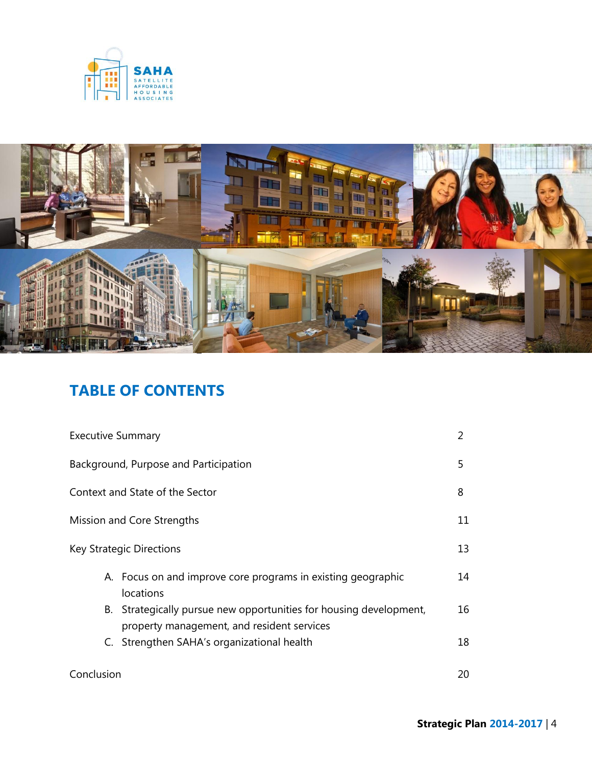## TABLE OF CONTENTS

| | |
|---|---|
| Executive Summary | 2 |
| Background, Purpose and Participation | 5 |
| Context and State of the Sector | 8 |
| Mission and Core Strengths | 11 |
| Key Strategic Directions | 13 |
| A. Focus on and improve core programs in existing geographic locations | 14 |
| B. Strategically pursue new opportunities for housing development, property management, and resident services | 16 |
| C. Strengthen SAHA's organizational health | 18 |
| Conclusion | 20 |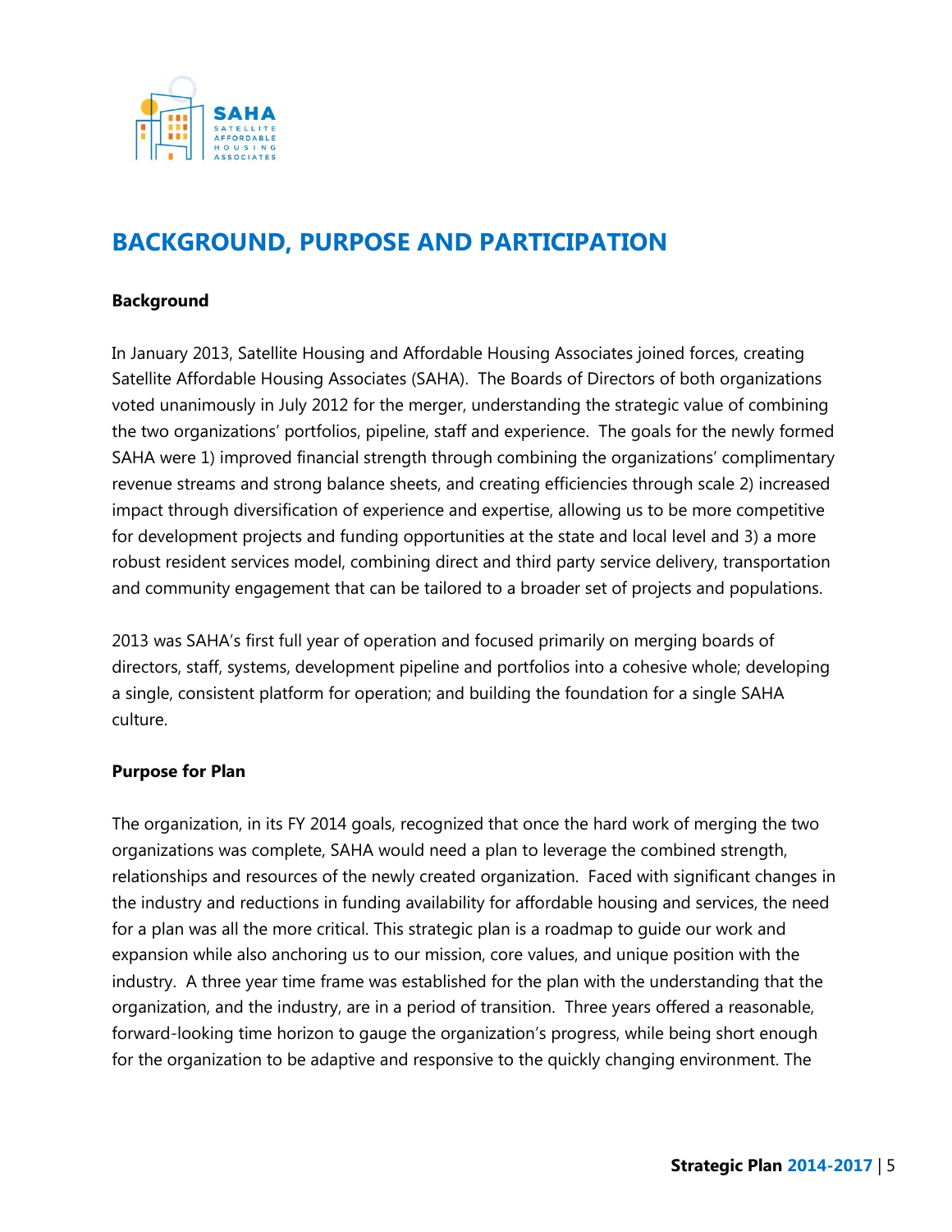# BACKGROUND, PURPOSE AND PARTICIPATION

**Background**

In January 2013, Satellite Housing and Affordable Housing Associates joined forces, creating Satellite Affordable Housing Associates (SAHA). The Boards of Directors of both organizations voted unanimously in July 2012 for the merger, understanding the strategic value of combining the two organizations' portfolios, pipeline, staff and experience. The goals for the newly formed SAHA were 1) improved financial strength through combining the organizations' complimentary revenue streams and strong balance sheets, and creating efficiencies through scale 2) increased impact through diversification of experience and expertise, allowing us to be more competitive for development projects and funding opportunities at the state and local level and 3) a more robust resident services model, combining direct and third party service delivery, transportation and community engagement that can be tailored to a broader set of projects and populations.

2013 was SAHA's first full year of operation and focused primarily on merging boards of directors, staff, systems, development pipeline and portfolios into a cohesive whole; developing a single, consistent platform for operation; and building the foundation for a single SAHA culture.

**Purpose for Plan**

The organization, in its FY 2014 goals, recognized that once the hard work of merging the two organizations was complete, SAHA would need a plan to leverage the combined strength, relationships and resources of the newly created organization. Faced with significant changes in the industry and reductions in funding availability for affordable housing and services, the need for a plan was all the more critical. This strategic plan is a roadmap to guide our work and expansion while also anchoring us to our mission, core values, and unique position with the industry. A three year time frame was established for the plan with the understanding that the organization, and the industry, are in a period of transition. Three years offered a reasonable, forward-looking time horizon to gauge the organization's progress, while being short enough for the organization to be adaptive and responsive to the quickly changing environment. The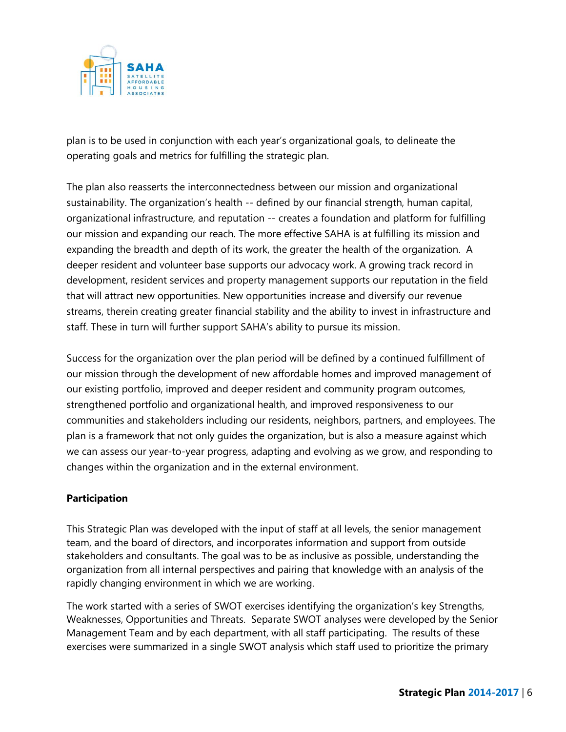plan is to be used in conjunction with each year's organizational goals, to delineate the operating goals and metrics for fulfilling the strategic plan.

The plan also reasserts the interconnectedness between our mission and organizational sustainability. The organization's health -- defined by our financial strength, human capital, organizational infrastructure, and reputation -- creates a foundation and platform for fulfilling our mission and expanding our reach. The more effective SAHA is at fulfilling its mission and expanding the breadth and depth of its work, the greater the health of the organization. A deeper resident and volunteer base supports our advocacy work. A growing track record in development, resident services and property management supports our reputation in the field that will attract new opportunities. New opportunities increase and diversify our revenue streams, therein creating greater financial stability and the ability to invest in infrastructure and staff. These in turn will further support SAHA's ability to pursue its mission.

Success for the organization over the plan period will be defined by a continued fulfillment of our mission through the development of new affordable homes and improved management of our existing portfolio, improved and deeper resident and community program outcomes, strengthened portfolio and organizational health, and improved responsiveness to our communities and stakeholders including our residents, neighbors, partners, and employees. The plan is a framework that not only guides the organization, but is also a measure against which we can assess our year-to-year progress, adapting and evolving as we grow, and responding to changes within the organization and in the external environment.

**Participation**

This Strategic Plan was developed with the input of staff at all levels, the senior management team, and the board of directors, and incorporates information and support from outside stakeholders and consultants. The goal was to be as inclusive as possible, understanding the organization from all internal perspectives and pairing that knowledge with an analysis of the rapidly changing environment in which we are working.

The work started with a series of SWOT exercises identifying the organization's key Strengths, Weaknesses, Opportunities and Threats. Separate SWOT analyses were developed by the Senior Management Team and by each department, with all staff participating. The results of these exercises were summarized in a single SWOT analysis which staff used to prioritize the primary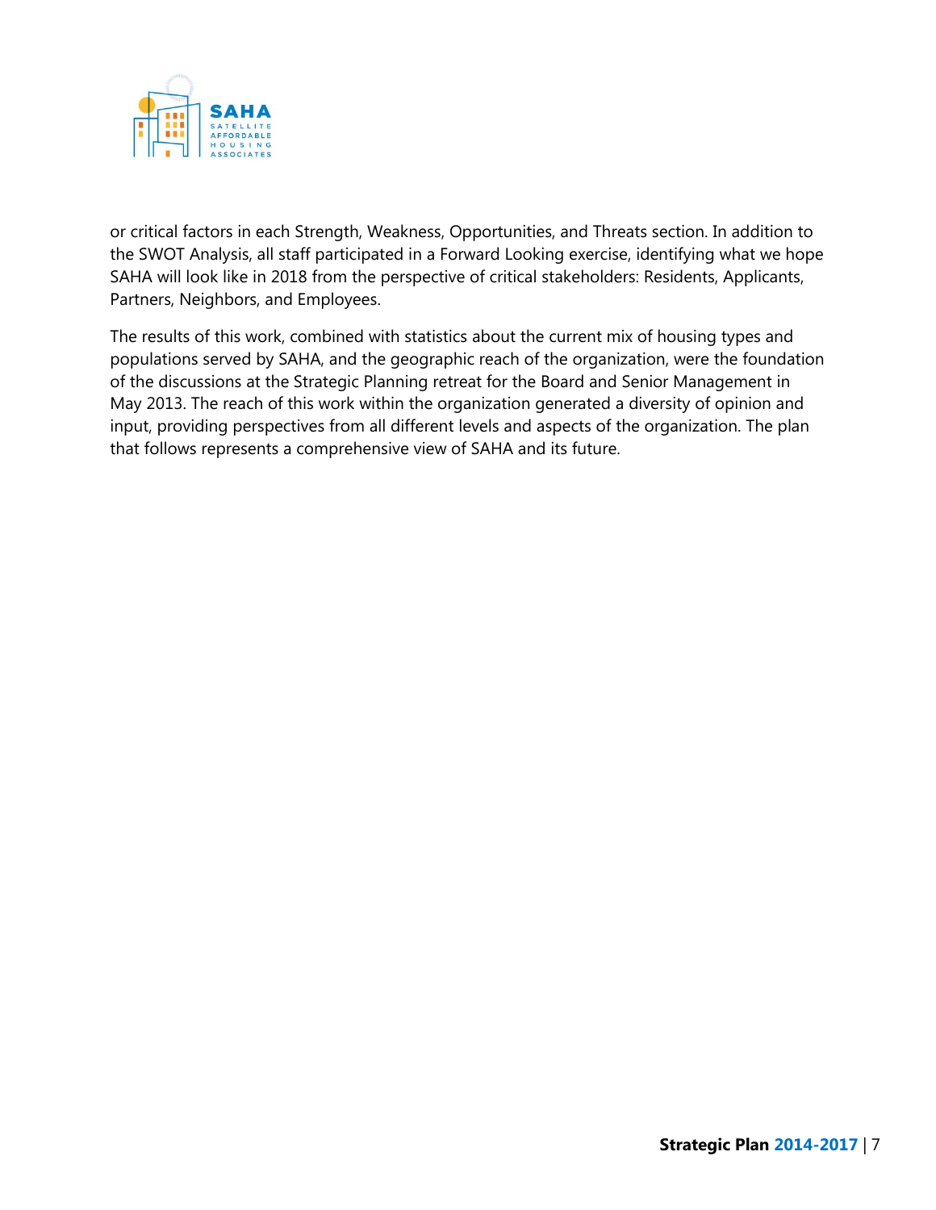or critical factors in each Strength, Weakness, Opportunities, and Threats section. In addition to the SWOT Analysis, all staff participated in a Forward Looking exercise, identifying what we hope SAHA will look like in 2018 from the perspective of critical stakeholders: Residents, Applicants, Partners, Neighbors, and Employees.

The results of this work, combined with statistics about the current mix of housing types and populations served by SAHA, and the geographic reach of the organization, were the foundation of the discussions at the Strategic Planning retreat for the Board and Senior Management in May 2013. The reach of this work within the organization generated a diversity of opinion and input, providing perspectives from all different levels and aspects of the organization. The plan that follows represents a comprehensive view of SAHA and its future.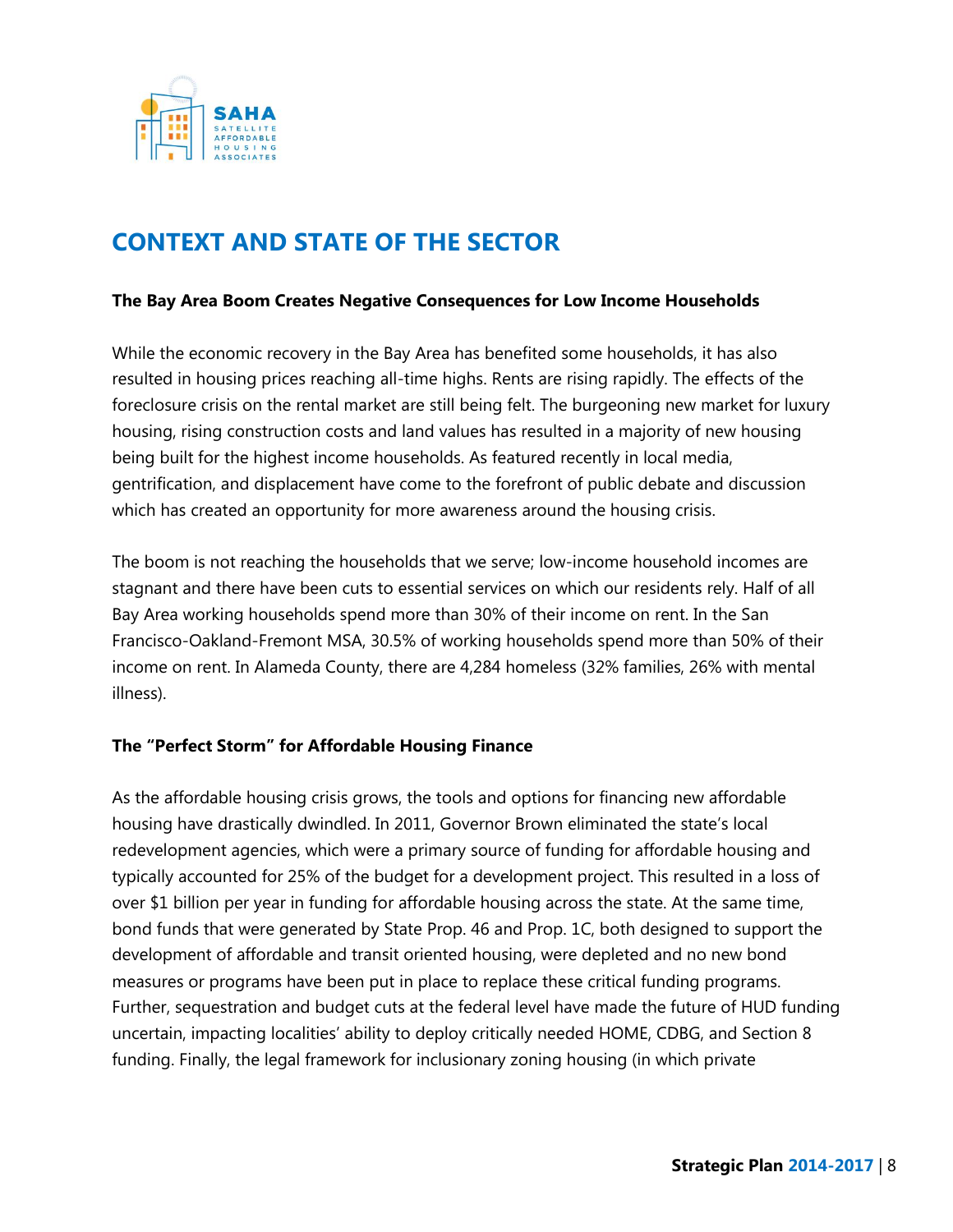# CONTEXT AND STATE OF THE SECTOR

**The Bay Area Boom Creates Negative Consequences for Low Income Households**

While the economic recovery in the Bay Area has benefited some households, it has also resulted in housing prices reaching all-time highs. Rents are rising rapidly. The effects of the foreclosure crisis on the rental market are still being felt. The burgeoning new market for luxury housing, rising construction costs and land values has resulted in a majority of new housing being built for the highest income households. As featured recently in local media, gentrification, and displacement have come to the forefront of public debate and discussion which has created an opportunity for more awareness around the housing crisis.

The boom is not reaching the households that we serve; low-income household incomes are stagnant and there have been cuts to essential services on which our residents rely. Half of all Bay Area working households spend more than 30% of their income on rent. In the San Francisco-Oakland-Fremont MSA, 30.5% of working households spend more than 50% of their income on rent. In Alameda County, there are 4,284 homeless (32% families, 26% with mental illness).

**The "Perfect Storm" for Affordable Housing Finance**

As the affordable housing crisis grows, the tools and options for financing new affordable housing have drastically dwindled. In 2011, Governor Brown eliminated the state's local redevelopment agencies, which were a primary source of funding for affordable housing and typically accounted for 25% of the budget for a development project. This resulted in a loss of over $1 billion per year in funding for affordable housing across the state. At the same time, bond funds that were generated by State Prop. 46 and Prop. 1C, both designed to support the development of affordable and transit oriented housing, were depleted and no new bond measures or programs have been put in place to replace these critical funding programs. Further, sequestration and budget cuts at the federal level have made the future of HUD funding uncertain, impacting localities' ability to deploy critically needed HOME, CDBG, and Section 8 funding. Finally, the legal framework for inclusionary zoning housing (in which private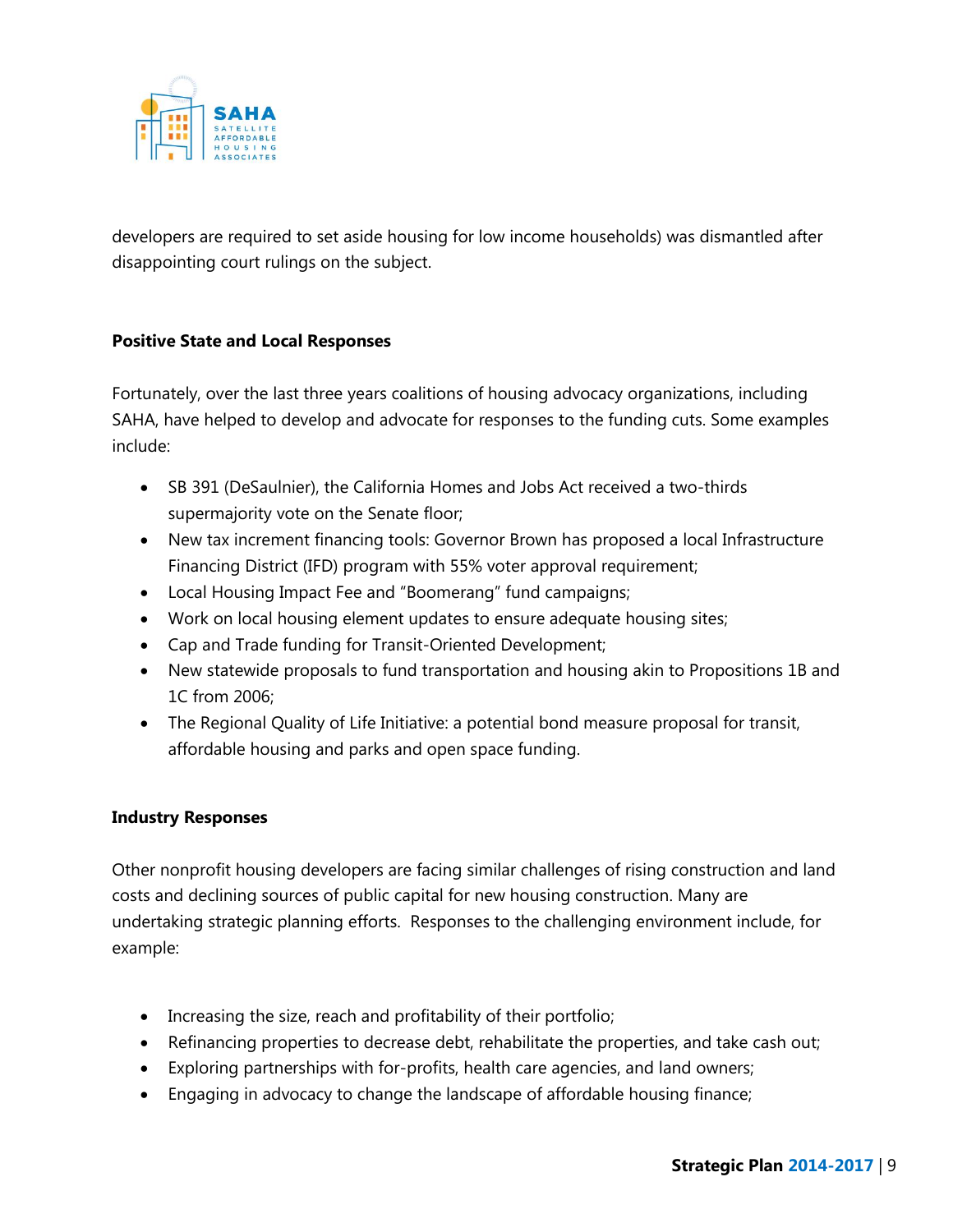developers are required to set aside housing for low income households) was dismantled after disappointing court rulings on the subject.

**Positive State and Local Responses**

Fortunately, over the last three years coalitions of housing advocacy organizations, including SAHA, have helped to develop and advocate for responses to the funding cuts. Some examples include:

- SB 391 (DeSaulnier), the California Homes and Jobs Act received a two-thirds supermajority vote on the Senate floor;
- New tax increment financing tools: Governor Brown has proposed a local Infrastructure Financing District (IFD) program with 55% voter approval requirement;
- Local Housing Impact Fee and "Boomerang" fund campaigns;
- Work on local housing element updates to ensure adequate housing sites;
- Cap and Trade funding for Transit-Oriented Development;
- New statewide proposals to fund transportation and housing akin to Propositions 1B and 1C from 2006;
- The Regional Quality of Life Initiative: a potential bond measure proposal for transit, affordable housing and parks and open space funding.

**Industry Responses**

Other nonprofit housing developers are facing similar challenges of rising construction and land costs and declining sources of public capital for new housing construction. Many are undertaking strategic planning efforts. Responses to the challenging environment include, for example:

- Increasing the size, reach and profitability of their portfolio;
- Refinancing properties to decrease debt, rehabilitate the properties, and take cash out;
- Exploring partnerships with for-profits, health care agencies, and land owners;
- Engaging in advocacy to change the landscape of affordable housing finance;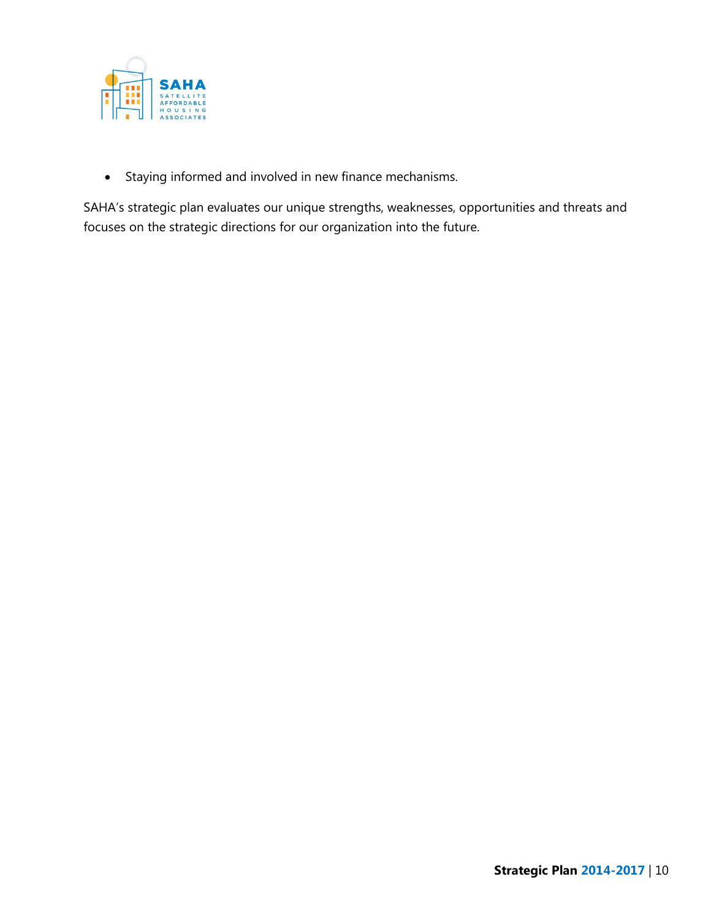- Staying informed and involved in new finance mechanisms.

SAHA's strategic plan evaluates our unique strengths, weaknesses, opportunities and threats and focuses on the strategic directions for our organization into the future.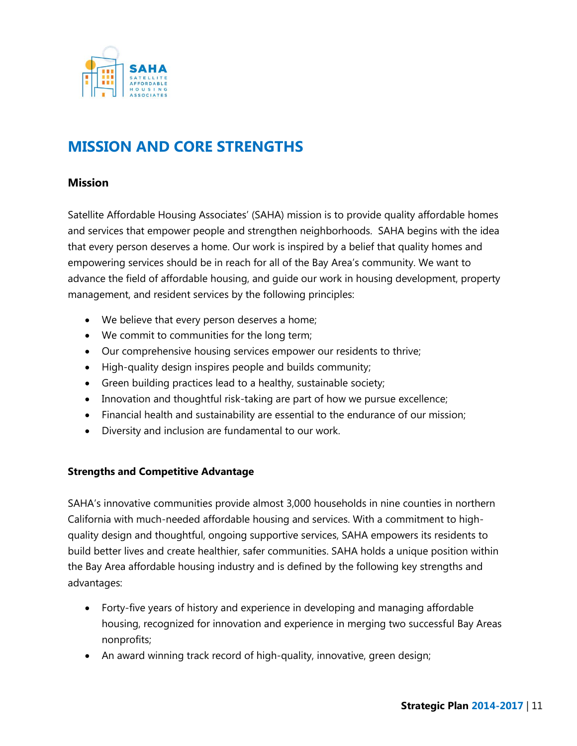# MISSION AND CORE STRENGTHS

### Mission

Satellite Affordable Housing Associates' (SAHA) mission is to provide quality affordable homes and services that empower people and strengthen neighborhoods. SAHA begins with the idea that every person deserves a home. Our work is inspired by a belief that quality homes and empowering services should be in reach for all of the Bay Area's community. We want to advance the field of affordable housing, and guide our work in housing development, property management, and resident services by the following principles:

- We believe that every person deserves a home;
- We commit to communities for the long term;
- Our comprehensive housing services empower our residents to thrive;
- High-quality design inspires people and builds community;
- Green building practices lead to a healthy, sustainable society;
- Innovation and thoughtful risk-taking are part of how we pursue excellence;
- Financial health and sustainability are essential to the endurance of our mission;
- Diversity and inclusion are fundamental to our work.

#### Strengths and Competitive Advantage

SAHA's innovative communities provide almost 3,000 households in nine counties in northern California with much-needed affordable housing and services. With a commitment to high-quality design and thoughtful, ongoing supportive services, SAHA empowers its residents to build better lives and create healthier, safer communities. SAHA holds a unique position within the Bay Area affordable housing industry and is defined by the following key strengths and advantages:

- Forty-five years of history and experience in developing and managing affordable housing, recognized for innovation and experience in merging two successful Bay Areas nonprofits;
- An award winning track record of high-quality, innovative, green design;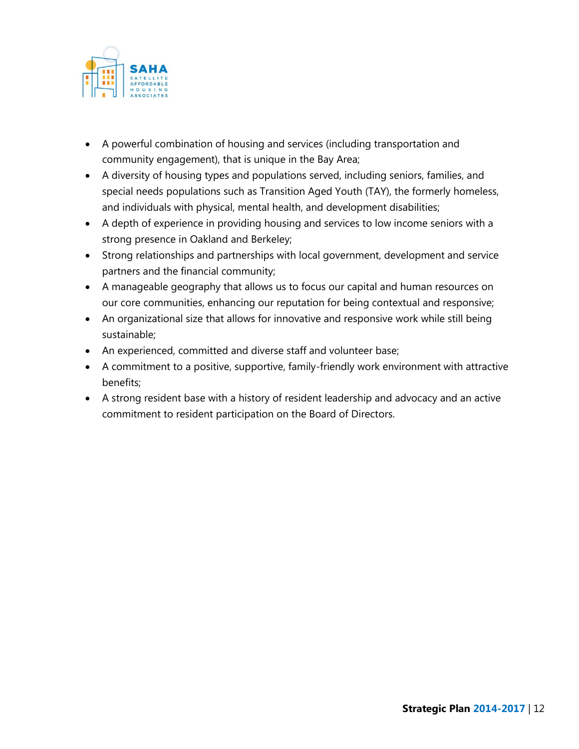- A powerful combination of housing and services (including transportation and community engagement), that is unique in the Bay Area;
- A diversity of housing types and populations served, including seniors, families, and special needs populations such as Transition Aged Youth (TAY), the formerly homeless, and individuals with physical, mental health, and development disabilities;
- A depth of experience in providing housing and services to low income seniors with a strong presence in Oakland and Berkeley;
- Strong relationships and partnerships with local government, development and service partners and the financial community;
- A manageable geography that allows us to focus our capital and human resources on our core communities, enhancing our reputation for being contextual and responsive;
- An organizational size that allows for innovative and responsive work while still being sustainable;
- An experienced, committed and diverse staff and volunteer base;
- A commitment to a positive, supportive, family-friendly work environment with attractive benefits;
- A strong resident base with a history of resident leadership and advocacy and an active commitment to resident participation on the Board of Directors.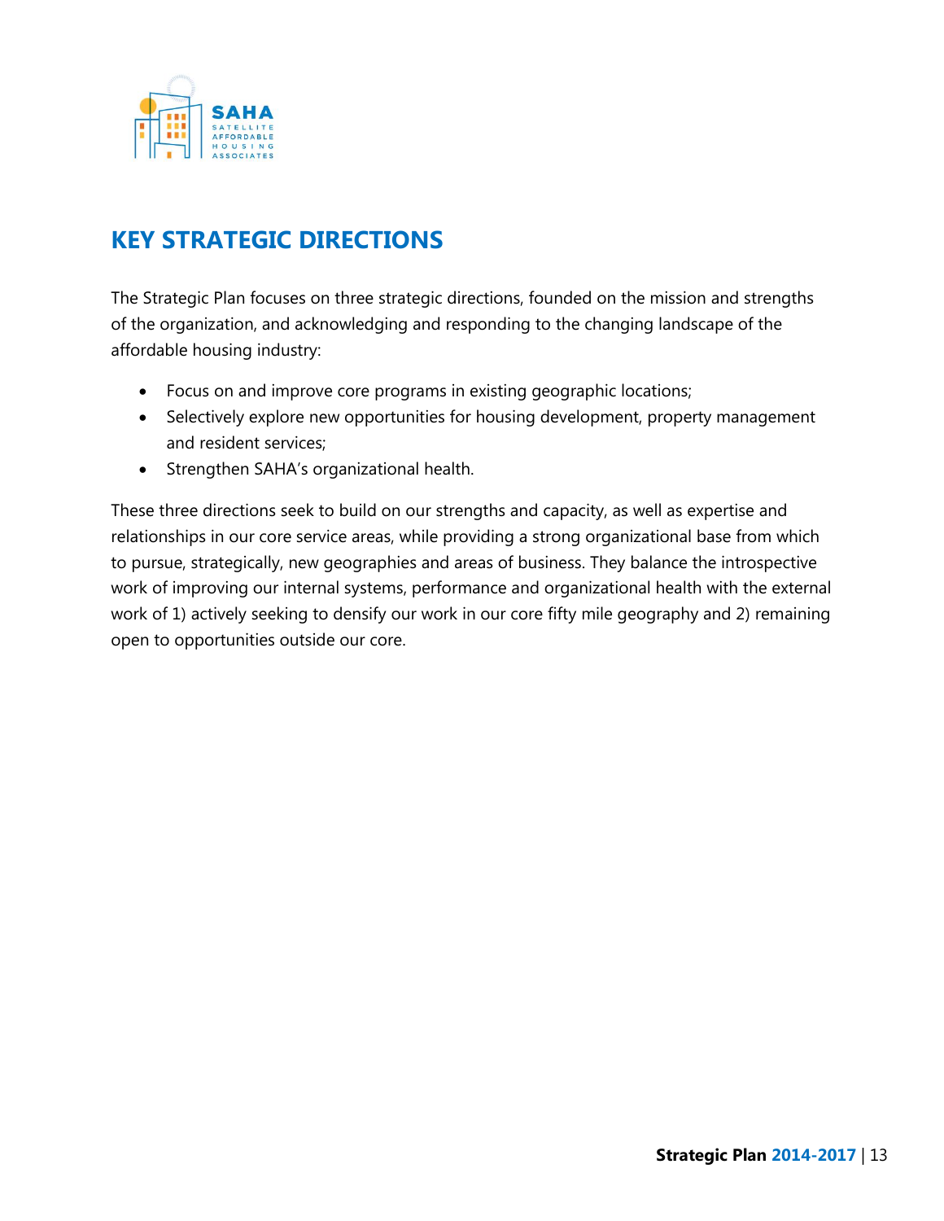## KEY STRATEGIC DIRECTIONS

The Strategic Plan focuses on three strategic directions, founded on the mission and strengths of the organization, and acknowledging and responding to the changing landscape of the affordable housing industry:

- Focus on and improve core programs in existing geographic locations;
- Selectively explore new opportunities for housing development, property management and resident services;
- Strengthen SAHA's organizational health.

These three directions seek to build on our strengths and capacity, as well as expertise and relationships in our core service areas, while providing a strong organizational base from which to pursue, strategically, new geographies and areas of business. They balance the introspective work of improving our internal systems, performance and organizational health with the external work of 1) actively seeking to densify our work in our core fifty mile geography and 2) remaining open to opportunities outside our core.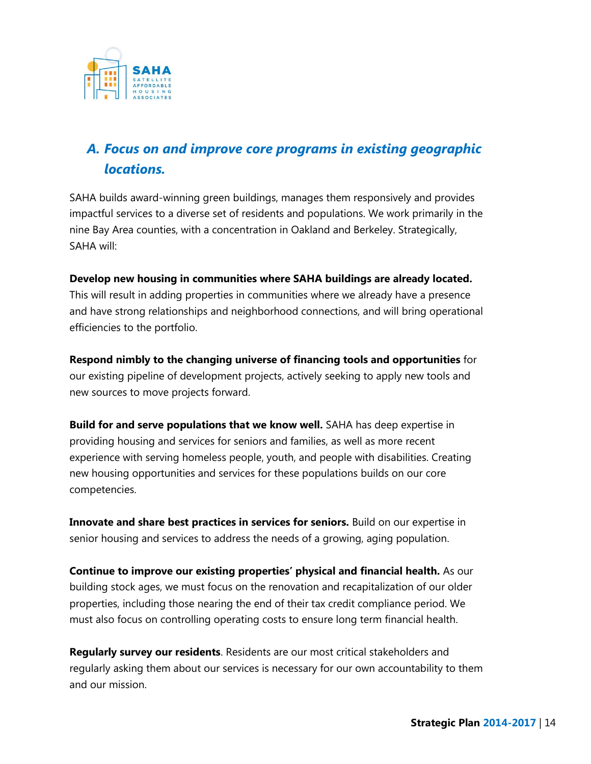## A. Focus on and improve core programs in existing geographic locations.

SAHA builds award-winning green buildings, manages them responsively and provides impactful services to a diverse set of residents and populations. We work primarily in the nine Bay Area counties, with a concentration in Oakland and Berkeley. Strategically, SAHA will:

**Develop new housing in communities where SAHA buildings are already located.** This will result in adding properties in communities where we already have a presence and have strong relationships and neighborhood connections, and will bring operational efficiencies to the portfolio.

**Respond nimbly to the changing universe of financing tools and opportunities** for our existing pipeline of development projects, actively seeking to apply new tools and new sources to move projects forward.

**Build for and serve populations that we know well.** SAHA has deep expertise in providing housing and services for seniors and families, as well as more recent experience with serving homeless people, youth, and people with disabilities. Creating new housing opportunities and services for these populations builds on our core competencies.

**Innovate and share best practices in services for seniors.** Build on our expertise in senior housing and services to address the needs of a growing, aging population.

**Continue to improve our existing properties' physical and financial health.** As our building stock ages, we must focus on the renovation and recapitalization of our older properties, including those nearing the end of their tax credit compliance period. We must also focus on controlling operating costs to ensure long term financial health.

**Regularly survey our residents**. Residents are our most critical stakeholders and regularly asking them about our services is necessary for our own accountability to them and our mission.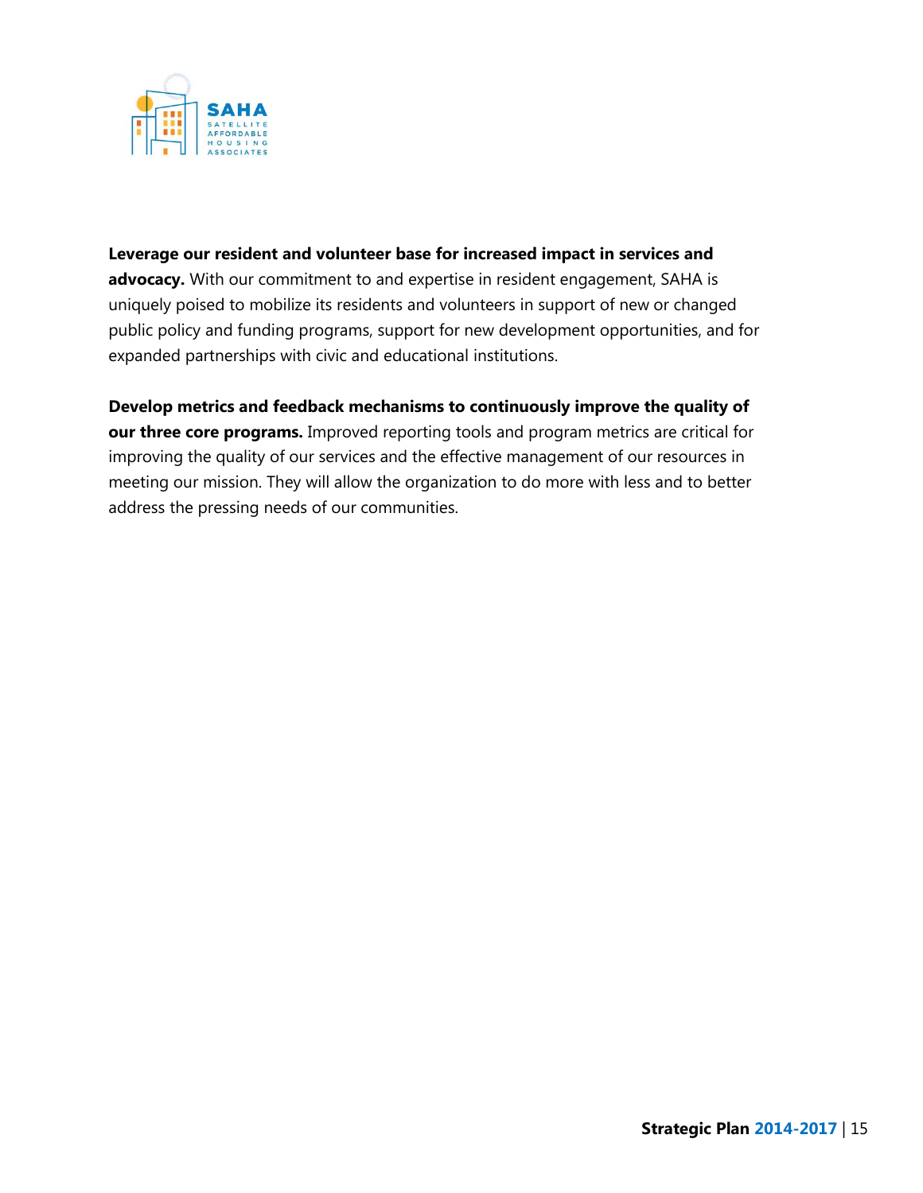**Leverage our resident and volunteer base for increased impact in services and advocacy.** With our commitment to and expertise in resident engagement, SAHA is uniquely poised to mobilize its residents and volunteers in support of new or changed public policy and funding programs, support for new development opportunities, and for expanded partnerships with civic and educational institutions.

**Develop metrics and feedback mechanisms to continuously improve the quality of our three core programs.** Improved reporting tools and program metrics are critical for improving the quality of our services and the effective management of our resources in meeting our mission. They will allow the organization to do more with less and to better address the pressing needs of our communities.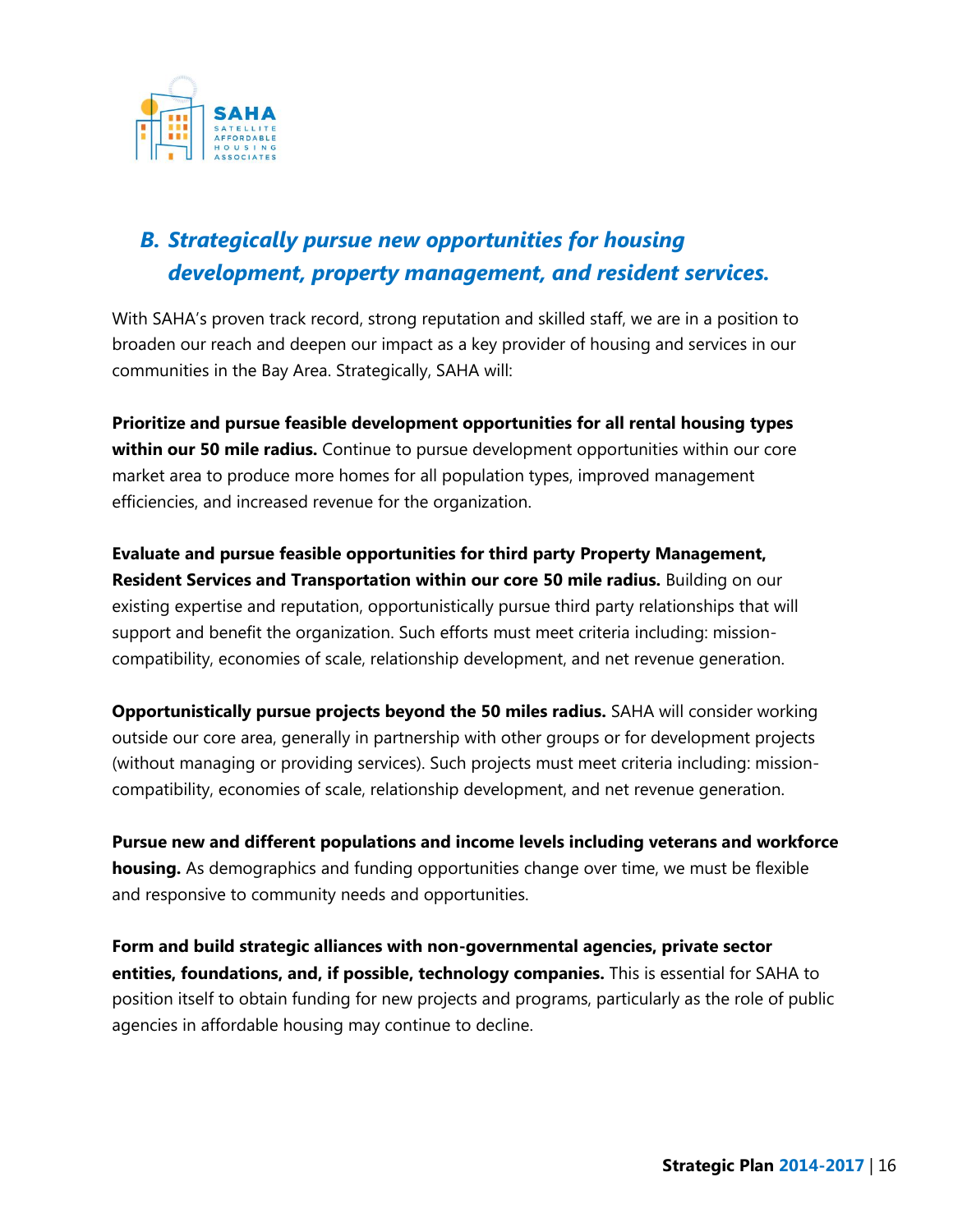## B. Strategically pursue new opportunities for housing development, property management, and resident services.

With SAHA's proven track record, strong reputation and skilled staff, we are in a position to broaden our reach and deepen our impact as a key provider of housing and services in our communities in the Bay Area. Strategically, SAHA will:

**Prioritize and pursue feasible development opportunities for all rental housing types within our 50 mile radius.** Continue to pursue development opportunities within our core market area to produce more homes for all population types, improved management efficiencies, and increased revenue for the organization.

**Evaluate and pursue feasible opportunities for third party Property Management, Resident Services and Transportation within our core 50 mile radius.** Building on our existing expertise and reputation, opportunistically pursue third party relationships that will support and benefit the organization. Such efforts must meet criteria including: mission-compatibility, economies of scale, relationship development, and net revenue generation.

**Opportunistically pursue projects beyond the 50 miles radius.** SAHA will consider working outside our core area, generally in partnership with other groups or for development projects (without managing or providing services). Such projects must meet criteria including: mission-compatibility, economies of scale, relationship development, and net revenue generation.

**Pursue new and different populations and income levels including veterans and workforce housing.** As demographics and funding opportunities change over time, we must be flexible and responsive to community needs and opportunities.

**Form and build strategic alliances with non-governmental agencies, private sector entities, foundations, and, if possible, technology companies.** This is essential for SAHA to position itself to obtain funding for new projects and programs, particularly as the role of public agencies in affordable housing may continue to decline.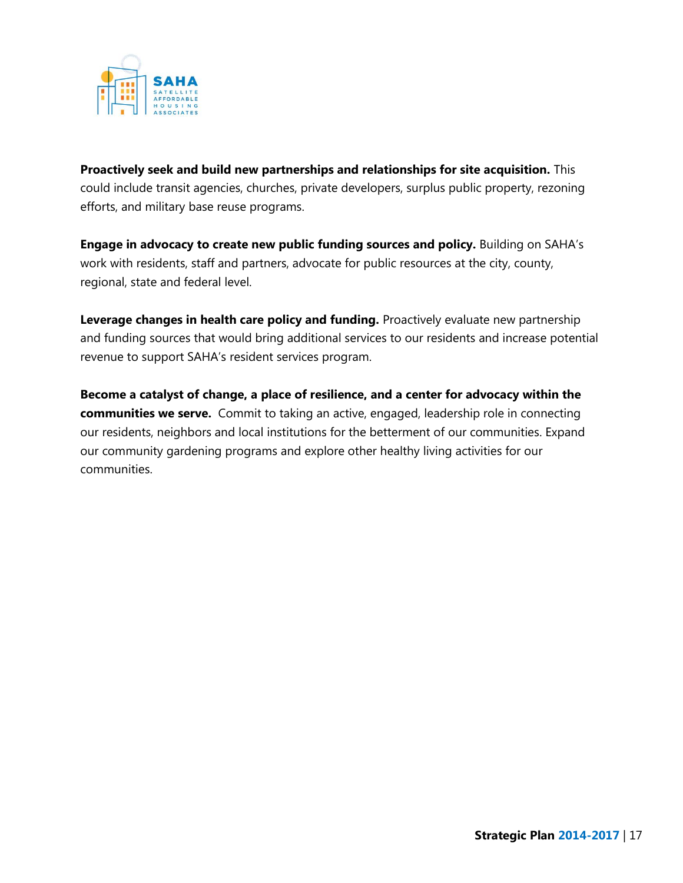**Proactively seek and build new partnerships and relationships for site acquisition.** This could include transit agencies, churches, private developers, surplus public property, rezoning efforts, and military base reuse programs.

**Engage in advocacy to create new public funding sources and policy.** Building on SAHA's work with residents, staff and partners, advocate for public resources at the city, county, regional, state and federal level.

**Leverage changes in health care policy and funding.** Proactively evaluate new partnership and funding sources that would bring additional services to our residents and increase potential revenue to support SAHA's resident services program.

**Become a catalyst of change, a place of resilience, and a center for advocacy within the communities we serve.** Commit to taking an active, engaged, leadership role in connecting our residents, neighbors and local institutions for the betterment of our communities. Expand our community gardening programs and explore other healthy living activities for our communities.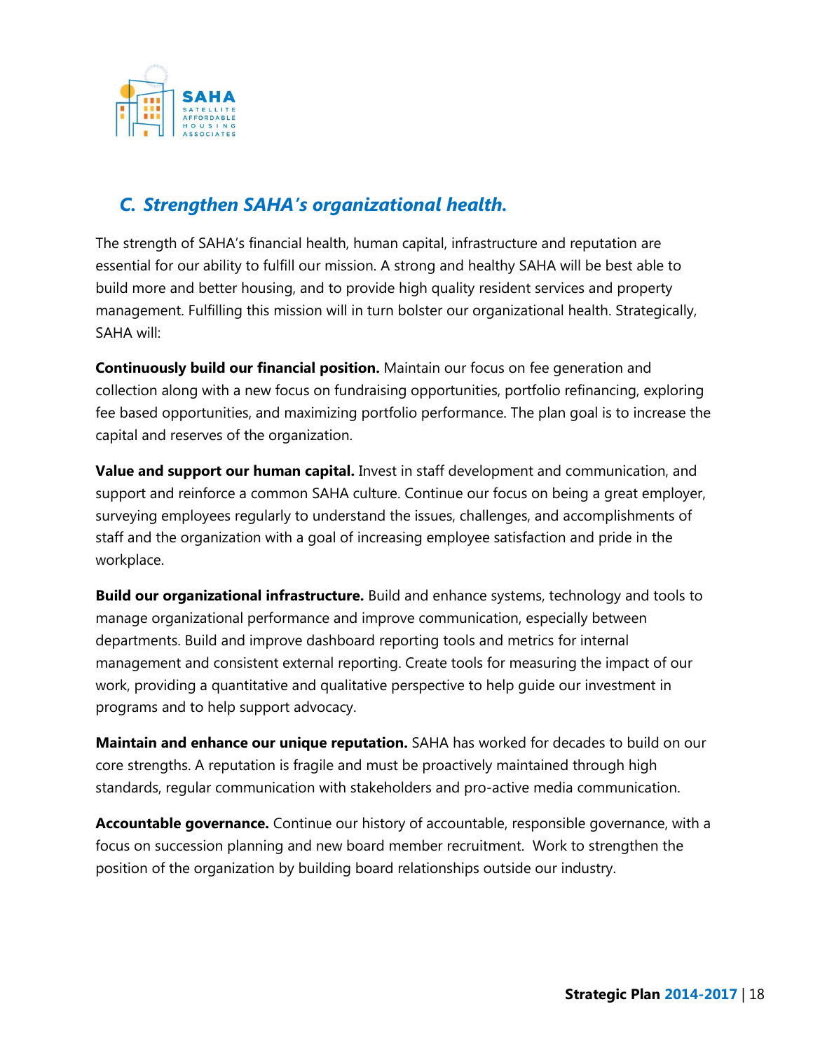## *C. Strengthen SAHA's organizational health.*

The strength of SAHA's financial health, human capital, infrastructure and reputation are essential for our ability to fulfill our mission. A strong and healthy SAHA will be best able to build more and better housing, and to provide high quality resident services and property management. Fulfilling this mission will in turn bolster our organizational health. Strategically, SAHA will:

**Continuously build our financial position.** Maintain our focus on fee generation and collection along with a new focus on fundraising opportunities, portfolio refinancing, exploring fee based opportunities, and maximizing portfolio performance. The plan goal is to increase the capital and reserves of the organization.

**Value and support our human capital.** Invest in staff development and communication, and support and reinforce a common SAHA culture. Continue our focus on being a great employer, surveying employees regularly to understand the issues, challenges, and accomplishments of staff and the organization with a goal of increasing employee satisfaction and pride in the workplace.

**Build our organizational infrastructure.** Build and enhance systems, technology and tools to manage organizational performance and improve communication, especially between departments. Build and improve dashboard reporting tools and metrics for internal management and consistent external reporting. Create tools for measuring the impact of our work, providing a quantitative and qualitative perspective to help guide our investment in programs and to help support advocacy.

**Maintain and enhance our unique reputation.** SAHA has worked for decades to build on our core strengths. A reputation is fragile and must be proactively maintained through high standards, regular communication with stakeholders and pro-active media communication.

**Accountable governance.** Continue our history of accountable, responsible governance, with a focus on succession planning and new board member recruitment. Work to strengthen the position of the organization by building board relationships outside our industry.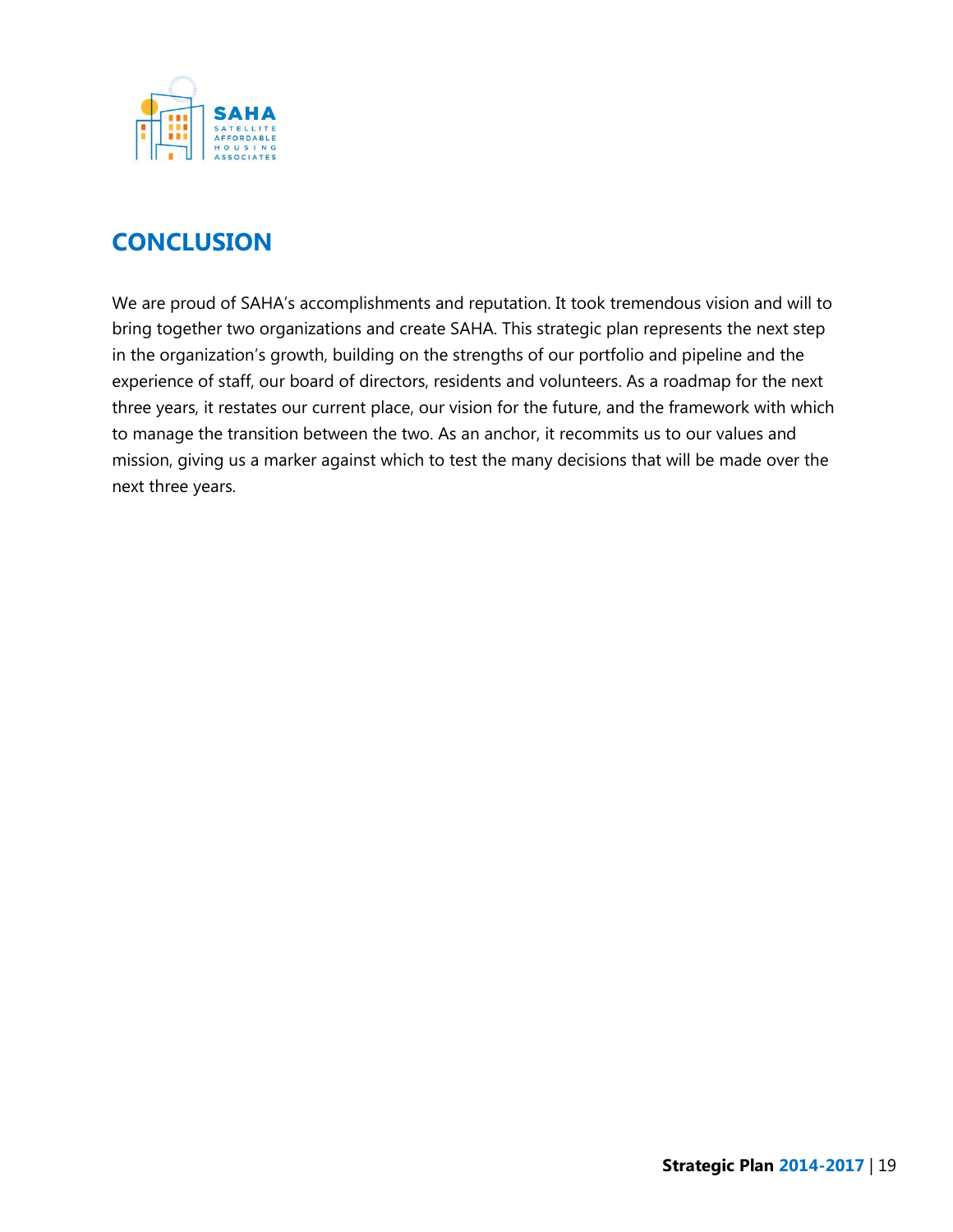# CONCLUSION

We are proud of SAHA's accomplishments and reputation. It took tremendous vision and will to bring together two organizations and create SAHA. This strategic plan represents the next step in the organization's growth, building on the strengths of our portfolio and pipeline and the experience of staff, our board of directors, residents and volunteers. As a roadmap for the next three years, it restates our current place, our vision for the future, and the framework with which to manage the transition between the two. As an anchor, it recommits us to our values and mission, giving us a marker against which to test the many decisions that will be made over the next three years.